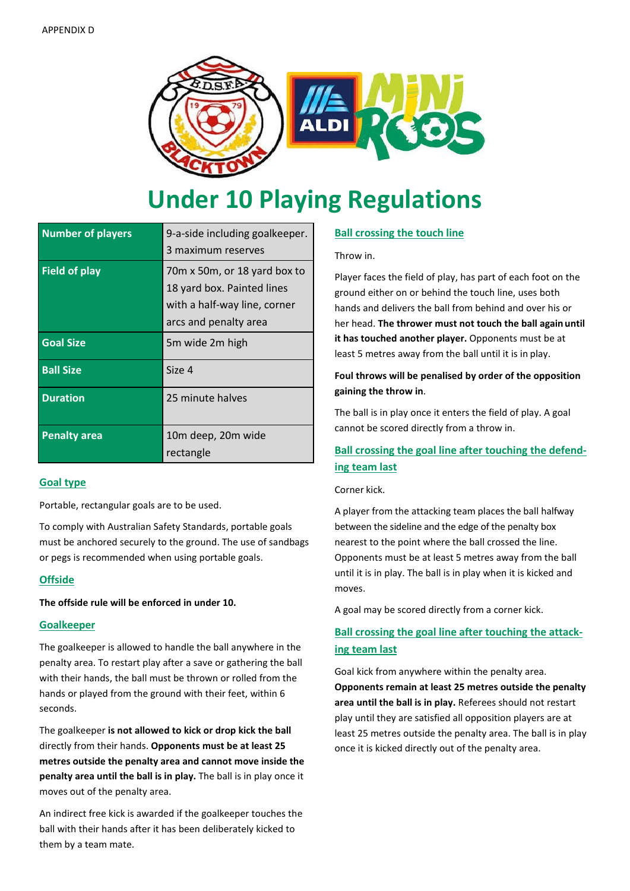APPENDIX D

# Under 10 Playing Regulations

| | |
|---|---|
| **Number of players** | 9-a-side including goalkeeper. 3 maximum reserves |
| **Field of play** | 70m x 50m, or 18 yard box to 18 yard box. Painted lines with a half-way line, corner arcs and penalty area |
| **Goal Size** | 5m wide 2m high |
| **Ball Size** | Size 4 |
| **Duration** | 25 minute halves |
| **Penalty area** | 10m deep, 20m wide rectangle |

## Goal type

Portable, rectangular goals are to be used.

To comply with Australian Safety Standards, portable goals must be anchored securely to the ground. The use of sandbags or pegs is recommended when using portable goals.

## Offside

**The offside rule will be enforced in under 10.**

## Goalkeeper

The goalkeeper is allowed to handle the ball anywhere in the penalty area. To restart play after a save or gathering the ball with their hands, the ball must be thrown or rolled from the hands or played from the ground with their feet, within 6 seconds.

The goalkeeper **is not allowed to kick or drop kick the ball** directly from their hands. **Opponents must be at least 25 metres outside the penalty area and cannot move inside the penalty area until the ball is in play.** The ball is in play once it moves out of the penalty area.

An indirect free kick is awarded if the goalkeeper touches the ball with their hands after it has been deliberately kicked to them by a team mate.

## Ball crossing the touch line

Throw in.

Player faces the field of play, has part of each foot on the ground either on or behind the touch line, uses both hands and delivers the ball from behind and over his or her head. **The thrower must not touch the ball again until it has touched another player.** Opponents must be at least 5 metres away from the ball until it is in play.

**Foul throws will be penalised by order of the opposition gaining the throw in**.

The ball is in play once it enters the field of play. A goal cannot be scored directly from a throw in.

## Ball crossing the goal line after touching the defending team last

Corner kick.

A player from the attacking team places the ball halfway between the sideline and the edge of the penalty box nearest to the point where the ball crossed the line. Opponents must be at least 5 metres away from the ball until it is in play. The ball is in play when it is kicked and moves.

A goal may be scored directly from a corner kick.

## Ball crossing the goal line after touching the attacking team last

Goal kick from anywhere within the penalty area. **Opponents remain at least 25 metres outside the penalty area until the ball is in play.** Referees should not restart play until they are satisfied all opposition players are at least 25 metres outside the penalty area. The ball is in play once it is kicked directly out of the penalty area.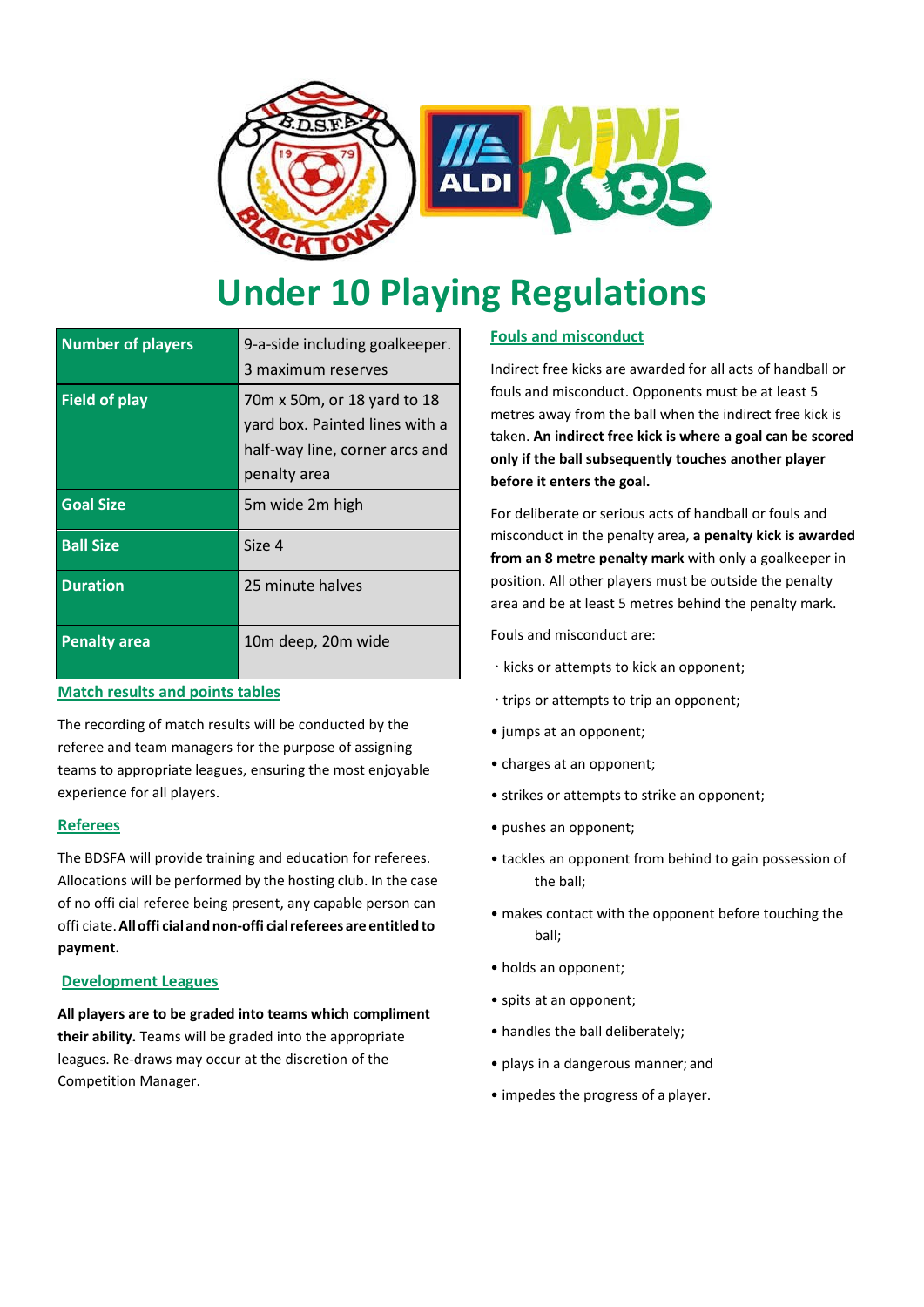# Under 10 Playing Regulations

| | |
|---|---|
| **Number of players** | 9-a-side including goalkeeper. 3 maximum reserves |
| **Field of play** | 70m x 50m, or 18 yard to 18 yard box. Painted lines with a half-way line, corner arcs and penalty area |
| **Goal Size** | 5m wide 2m high |
| **Ball Size** | Size 4 |
| **Duration** | 25 minute halves |
| **Penalty area** | 10m deep, 20m wide |

## Match results and points tables

The recording of match results will be conducted by the referee and team managers for the purpose of assigning teams to appropriate leagues, ensuring the most enjoyable experience for all players.

## Referees

The BDSFA will provide training and education for referees. Allocations will be performed by the hosting club. In the case of no offi cial referee being present, any capable person can offi ciate. **All offi cial and non-offi cial referees are entitled to payment.**

## Development Leagues

**All players are to be graded into teams which compliment their ability.** Teams will be graded into the appropriate leagues. Re-draws may occur at the discretion of the Competition Manager.

## Fouls and misconduct

Indirect free kicks are awarded for all acts of handball or fouls and misconduct. Opponents must be at least 5 metres away from the ball when the indirect free kick is taken. **An indirect free kick is where a goal can be scored only if the ball subsequently touches another player before it enters the goal.**

For deliberate or serious acts of handball or fouls and misconduct in the penalty area, **a penalty kick is awarded from an 8 metre penalty mark** with only a goalkeeper in position. All other players must be outside the penalty area and be at least 5 metres behind the penalty mark.

Fouls and misconduct are:

- kicks or attempts to kick an opponent;
- trips or attempts to trip an opponent;
- jumps at an opponent;
- charges at an opponent;
- strikes or attempts to strike an opponent;
- pushes an opponent;
- tackles an opponent from behind to gain possession of the ball;
- makes contact with the opponent before touching the ball;
- holds an opponent;
- spits at an opponent;
- handles the ball deliberately;
- plays in a dangerous manner; and
- impedes the progress of a player.